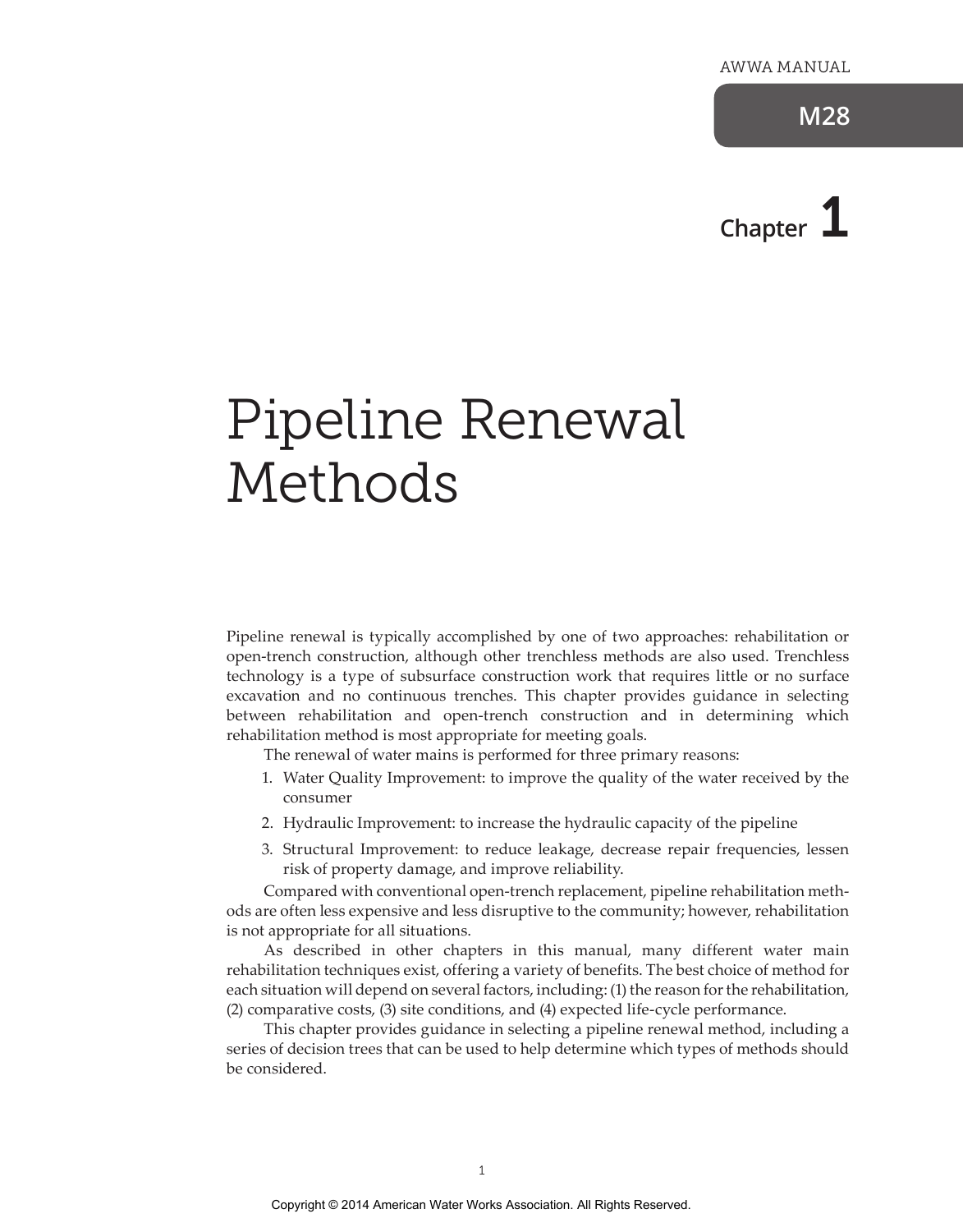# Chapter 1

# Pipeline Renewal Methods

Pipeline renewal is typically accomplished by one of two approaches: rehabilitation or open-trench construction, although other trenchless methods are also used. Trenchless technology is a type of subsurface construction work that requires little or no surface excavation and no continuous trenches. This chapter provides guidance in selecting between rehabilitation and open-trench construction and in determining which rehabilitation method is most appropriate for meeting goals.

The renewal of water mains is performed for three primary reasons:

1. Water Quality Improvement: to improve the quality of the water received by the consumer
2. Hydraulic Improvement: to increase the hydraulic capacity of the pipeline
3. Structural Improvement: to reduce leakage, decrease repair frequencies, lessen risk of property damage, and improve reliability.

Compared with conventional open-trench replacement, pipeline rehabilitation methods are often less expensive and less disruptive to the community; however, rehabilitation is not appropriate for all situations.

As described in other chapters in this manual, many different water main rehabilitation techniques exist, offering a variety of benefits. The best choice of method for each situation will depend on several factors, including: (1) the reason for the rehabilitation, (2) comparative costs, (3) site conditions, and (4) expected life-cycle performance.

This chapter provides guidance in selecting a pipeline renewal method, including a series of decision trees that can be used to help determine which types of methods should be considered.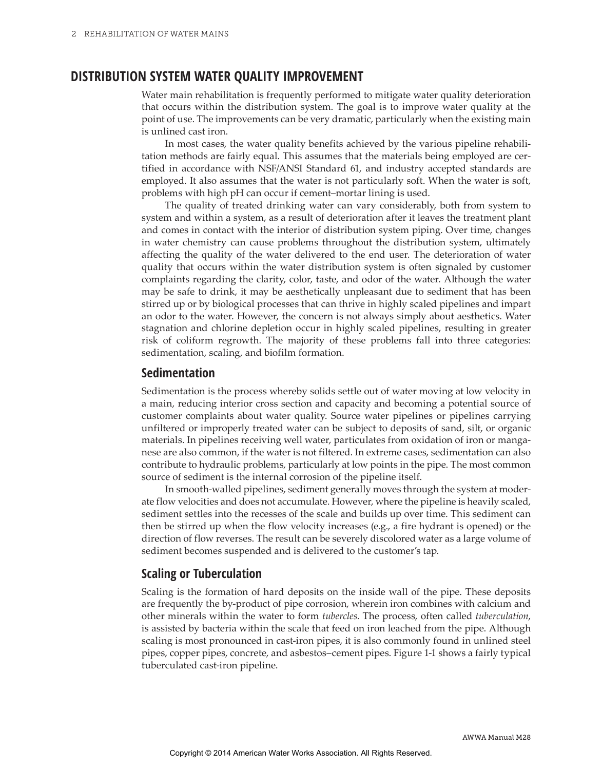## DISTRIBUTION SYSTEM WATER QUALITY IMPROVEMENT

Water main rehabilitation is frequently performed to mitigate water quality deterioration that occurs within the distribution system. The goal is to improve water quality at the point of use. The improvements can be very dramatic, particularly when the existing main is unlined cast iron.

In most cases, the water quality benefits achieved by the various pipeline rehabilitation methods are fairly equal. This assumes that the materials being employed are certified in accordance with NSF/ANSI Standard 61, and industry accepted standards are employed. It also assumes that the water is not particularly soft. When the water is soft, problems with high pH can occur if cement–mortar lining is used.

The quality of treated drinking water can vary considerably, both from system to system and within a system, as a result of deterioration after it leaves the treatment plant and comes in contact with the interior of distribution system piping. Over time, changes in water chemistry can cause problems throughout the distribution system, ultimately affecting the quality of the water delivered to the end user. The deterioration of water quality that occurs within the water distribution system is often signaled by customer complaints regarding the clarity, color, taste, and odor of the water. Although the water may be safe to drink, it may be aesthetically unpleasant due to sediment that has been stirred up or by biological processes that can thrive in highly scaled pipelines and impart an odor to the water. However, the concern is not always simply about aesthetics. Water stagnation and chlorine depletion occur in highly scaled pipelines, resulting in greater risk of coliform regrowth. The majority of these problems fall into three categories: sedimentation, scaling, and biofilm formation.

### Sedimentation

Sedimentation is the process whereby solids settle out of water moving at low velocity in a main, reducing interior cross section and capacity and becoming a potential source of customer complaints about water quality. Source water pipelines or pipelines carrying unfiltered or improperly treated water can be subject to deposits of sand, silt, or organic materials. In pipelines receiving well water, particulates from oxidation of iron or manganese are also common, if the water is not filtered. In extreme cases, sedimentation can also contribute to hydraulic problems, particularly at low points in the pipe. The most common source of sediment is the internal corrosion of the pipeline itself.

In smooth-walled pipelines, sediment generally moves through the system at moderate flow velocities and does not accumulate. However, where the pipeline is heavily scaled, sediment settles into the recesses of the scale and builds up over time. This sediment can then be stirred up when the flow velocity increases (e.g., a fire hydrant is opened) or the direction of flow reverses. The result can be severely discolored water as a large volume of sediment becomes suspended and is delivered to the customer's tap.

### Scaling or Tuberculation

Scaling is the formation of hard deposits on the inside wall of the pipe. These deposits are frequently the by-product of pipe corrosion, wherein iron combines with calcium and other minerals within the water to form *tubercles*. The process, often called *tuberculation*, is assisted by bacteria within the scale that feed on iron leached from the pipe. Although scaling is most pronounced in cast-iron pipes, it is also commonly found in unlined steel pipes, copper pipes, concrete, and asbestos–cement pipes. Figure 1-1 shows a fairly typical tuberculated cast-iron pipeline.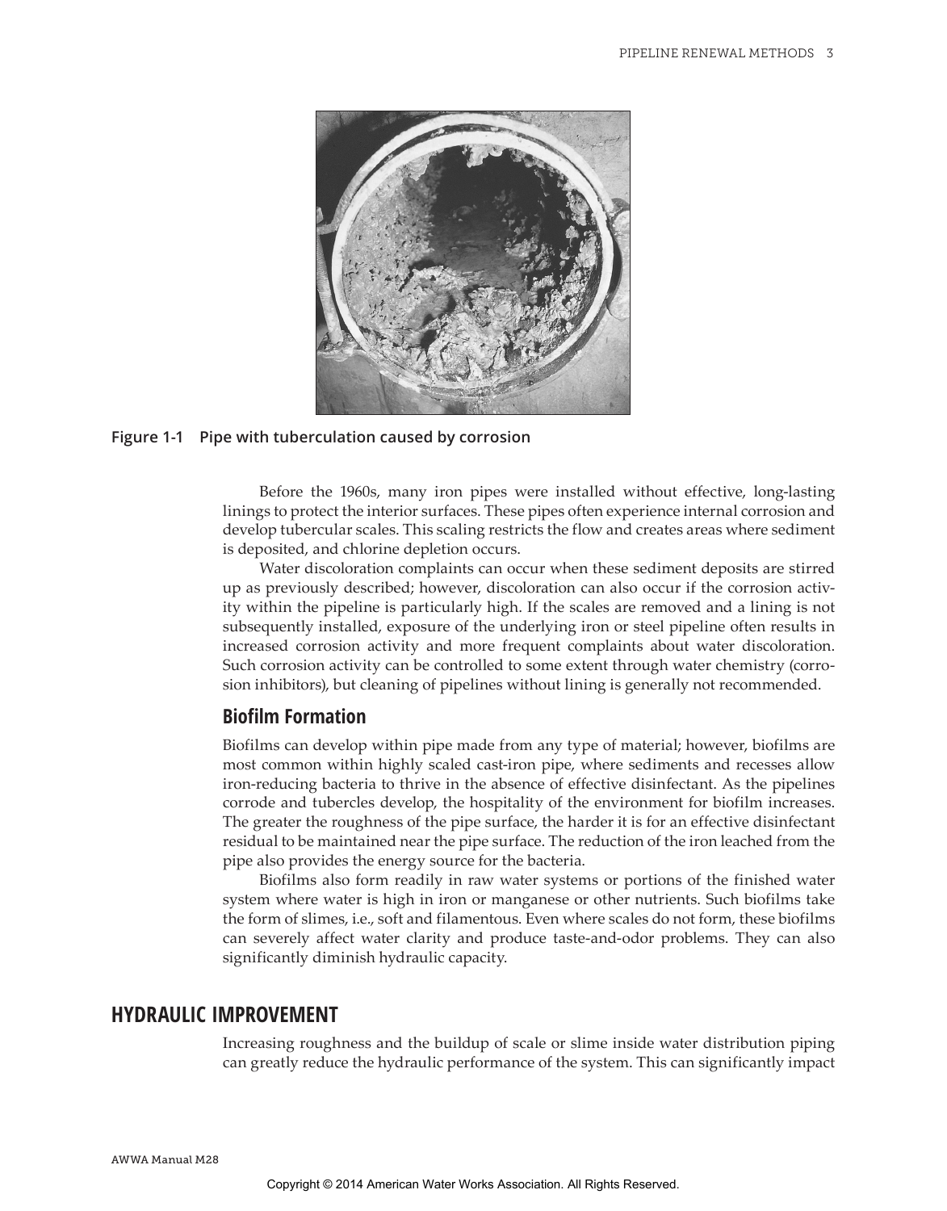Figure 1-1 Pipe with tuberculation caused by corrosion

Before the 1960s, many iron pipes were installed without effective, long-lasting linings to protect the interior surfaces. These pipes often experience internal corrosion and develop tubercular scales. This scaling restricts the flow and creates areas where sediment is deposited, and chlorine depletion occurs.

Water discoloration complaints can occur when these sediment deposits are stirred up as previously described; however, discoloration can also occur if the corrosion activity within the pipeline is particularly high. If the scales are removed and a lining is not subsequently installed, exposure of the underlying iron or steel pipeline often results in increased corrosion activity and more frequent complaints about water discoloration. Such corrosion activity can be controlled to some extent through water chemistry (corrosion inhibitors), but cleaning of pipelines without lining is generally not recommended.

### Biofilm Formation

Biofilms can develop within pipe made from any type of material; however, biofilms are most common within highly scaled cast-iron pipe, where sediments and recesses allow iron-reducing bacteria to thrive in the absence of effective disinfectant. As the pipelines corrode and tubercles develop, the hospitality of the environment for biofilm increases. The greater the roughness of the pipe surface, the harder it is for an effective disinfectant residual to be maintained near the pipe surface. The reduction of the iron leached from the pipe also provides the energy source for the bacteria.

Biofilms also form readily in raw water systems or portions of the finished water system where water is high in iron or manganese or other nutrients. Such biofilms take the form of slimes, i.e., soft and filamentous. Even where scales do not form, these biofilms can severely affect water clarity and produce taste-and-odor problems. They can also significantly diminish hydraulic capacity.

## HYDRAULIC IMPROVEMENT

Increasing roughness and the buildup of scale or slime inside water distribution piping can greatly reduce the hydraulic performance of the system. This can significantly impact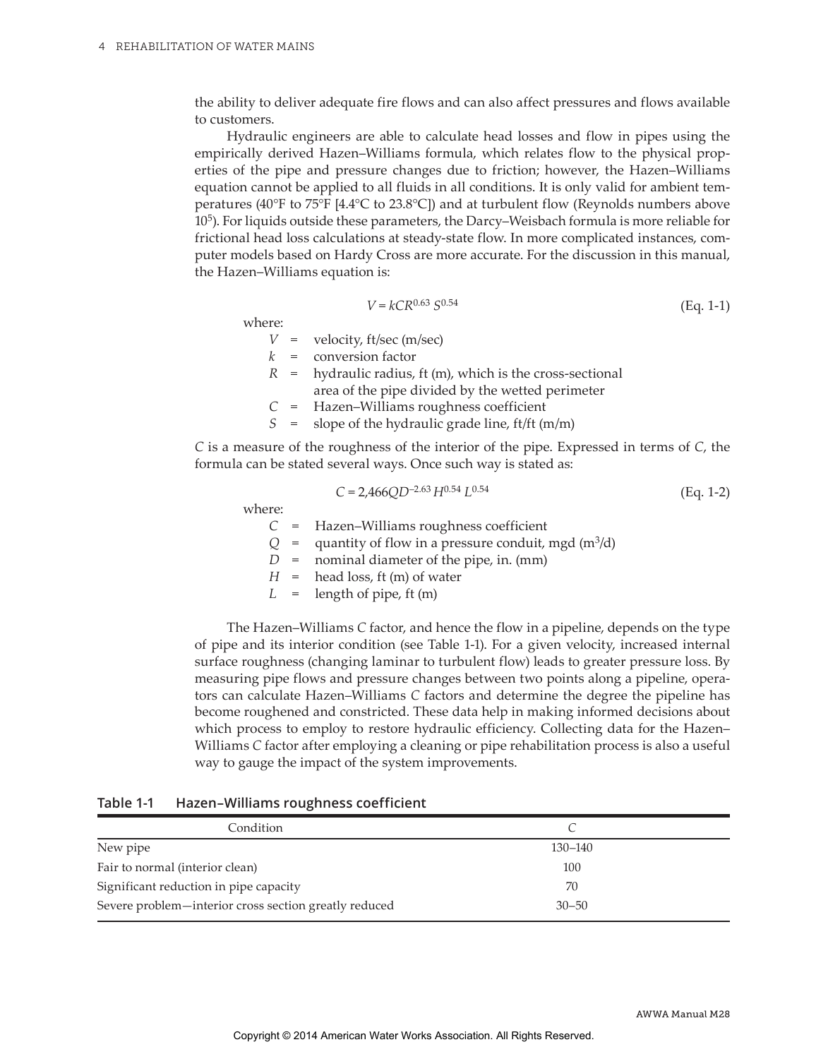the ability to deliver adequate fire flows and can also affect pressures and flows available to customers.

Hydraulic engineers are able to calculate head losses and flow in pipes using the empirically derived Hazen–Williams formula, which relates flow to the physical properties of the pipe and pressure changes due to friction; however, the Hazen–Williams equation cannot be applied to all fluids in all conditions. It is only valid for ambient temperatures (40°F to 75°F [4.4°C to 23.8°C]) and at turbulent flow (Reynolds numbers above $10^5$). For liquids outside these parameters, the Darcy–Weisbach formula is more reliable for frictional head loss calculations at steady-state flow. In more complicated instances, computer models based on Hardy Cross are more accurate. For the discussion in this manual, the Hazen–Williams equation is:

$$V = kCR^{0.63} S^{0.54} \qquad \text{(Eq. 1-1)}$$

where:

- $V$ = velocity, ft/sec (m/sec)
- $k$ = conversion factor
- $R$ = hydraulic radius, ft (m), which is the cross-sectional area of the pipe divided by the wetted perimeter
- $C$ = Hazen–Williams roughness coefficient
- $S$ = slope of the hydraulic grade line, ft/ft (m/m)

$C$ is a measure of the roughness of the interior of the pipe. Expressed in terms of $C$, the formula can be stated several ways. Once such way is stated as:

$$C = 2{,}466QD^{-2.63} H^{0.54} L^{0.54} \qquad \text{(Eq. 1-2)}$$

where:

- $C$ = Hazen–Williams roughness coefficient
- $Q$ = quantity of flow in a pressure conduit, mgd ($m^3$/d)
- $D$ = nominal diameter of the pipe, in. (mm)
- $H$ = head loss, ft (m) of water
- $L$ = length of pipe, ft (m)

The Hazen–Williams $C$ factor, and hence the flow in a pipeline, depends on the type of pipe and its interior condition (see Table 1-1). For a given velocity, increased internal surface roughness (changing laminar to turbulent flow) leads to greater pressure loss. By measuring pipe flows and pressure changes between two points along a pipeline, operators can calculate Hazen–Williams $C$ factors and determine the degree the pipeline has become roughened and constricted. These data help in making informed decisions about which process to employ to restore hydraulic efficiency. Collecting data for the Hazen–Williams $C$ factor after employing a cleaning or pipe rehabilitation process is also a useful way to gauge the impact of the system improvements.

**Table 1-1 Hazen–Williams roughness coefficient**

| Condition | $C$ |
|---|---|
| New pipe | 130–140 |
| Fair to normal (interior clean) | 100 |
| Significant reduction in pipe capacity | 70 |
| Severe problem—interior cross section greatly reduced | 30–50 |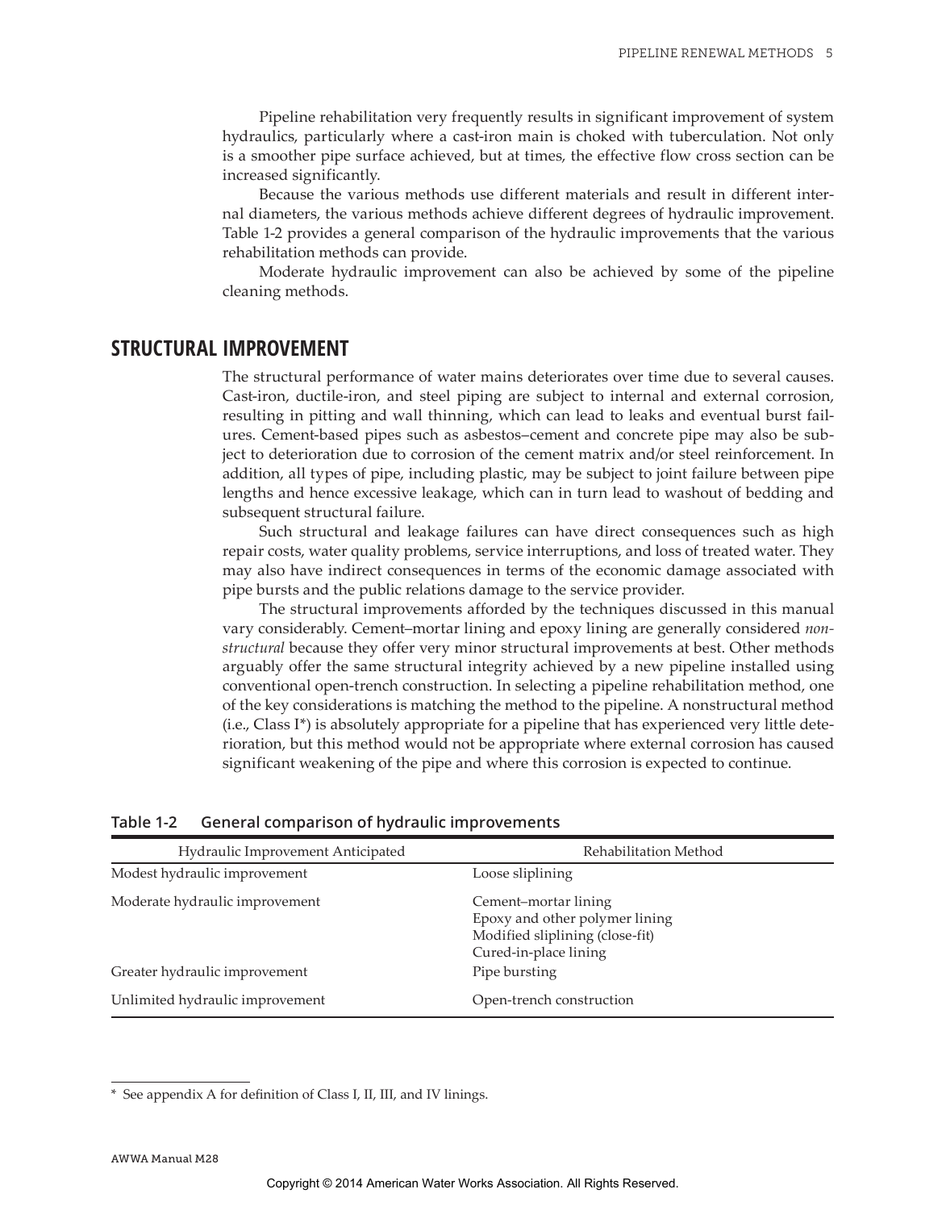Pipeline rehabilitation very frequently results in significant improvement of system hydraulics, particularly where a cast-iron main is choked with tuberculation. Not only is a smoother pipe surface achieved, but at times, the effective flow cross section can be increased significantly.

Because the various methods use different materials and result in different internal diameters, the various methods achieve different degrees of hydraulic improvement. Table 1-2 provides a general comparison of the hydraulic improvements that the various rehabilitation methods can provide.

Moderate hydraulic improvement can also be achieved by some of the pipeline cleaning methods.

## STRUCTURAL IMPROVEMENT

The structural performance of water mains deteriorates over time due to several causes. Cast-iron, ductile-iron, and steel piping are subject to internal and external corrosion, resulting in pitting and wall thinning, which can lead to leaks and eventual burst failures. Cement-based pipes such as asbestos–cement and concrete pipe may also be subject to deterioration due to corrosion of the cement matrix and/or steel reinforcement. In addition, all types of pipe, including plastic, may be subject to joint failure between pipe lengths and hence excessive leakage, which can in turn lead to washout of bedding and subsequent structural failure.

Such structural and leakage failures can have direct consequences such as high repair costs, water quality problems, service interruptions, and loss of treated water. They may also have indirect consequences in terms of the economic damage associated with pipe bursts and the public relations damage to the service provider.

The structural improvements afforded by the techniques discussed in this manual vary considerably. Cement–mortar lining and epoxy lining are generally considered *nonstructural* because they offer very minor structural improvements at best. Other methods arguably offer the same structural integrity achieved by a new pipeline installed using conventional open-trench construction. In selecting a pipeline rehabilitation method, one of the key considerations is matching the method to the pipeline. A nonstructural method (i.e., Class I*) is absolutely appropriate for a pipeline that has experienced very little deterioration, but this method would not be appropriate where external corrosion has caused significant weakening of the pipe and where this corrosion is expected to continue.

**Table 1-2 General comparison of hydraulic improvements**

| Hydraulic Improvement Anticipated | Rehabilitation Method |
|---|---|
| Modest hydraulic improvement | Loose sliplining |
| Moderate hydraulic improvement | Cement–mortar lining<br>Epoxy and other polymer lining<br>Modified sliplining (close-fit)<br>Cured-in-place lining |
| Greater hydraulic improvement | Pipe bursting |
| Unlimited hydraulic improvement | Open-trench construction |

\* See appendix A for definition of Class I, II, III, and IV linings.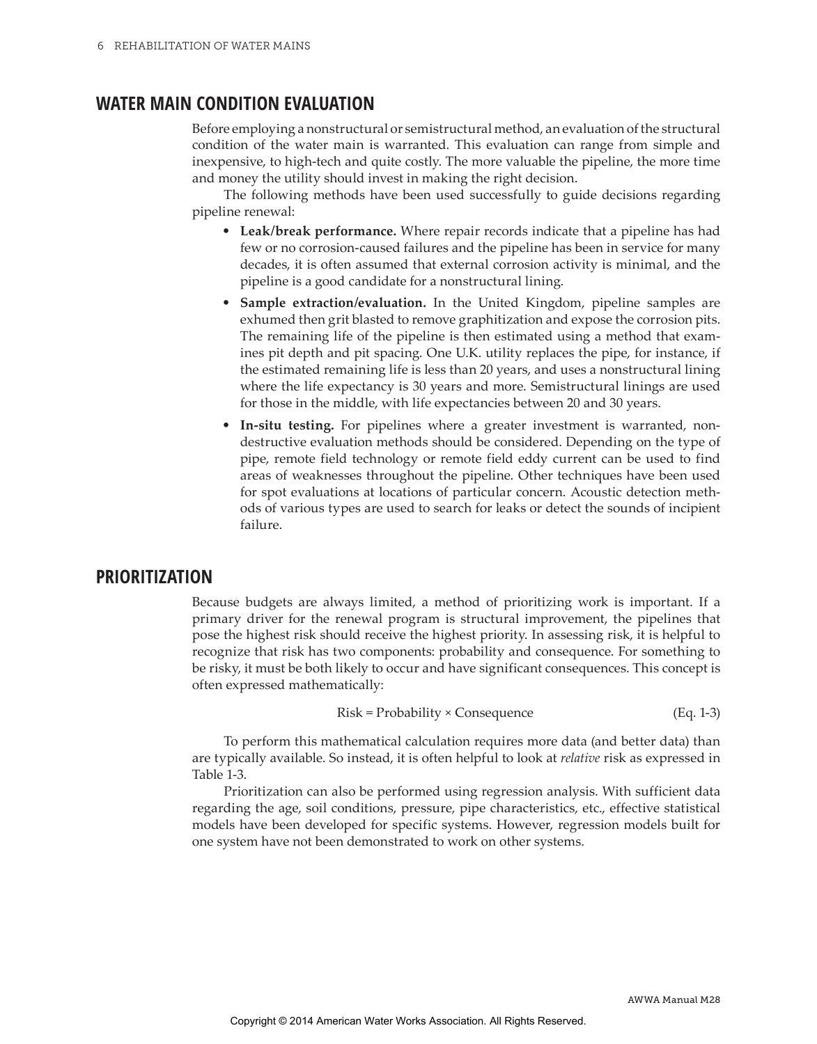## WATER MAIN CONDITION EVALUATION

Before employing a nonstructural or semistructural method, an evaluation of the structural condition of the water main is warranted. This evaluation can range from simple and inexpensive, to high-tech and quite costly. The more valuable the pipeline, the more time and money the utility should invest in making the right decision.

The following methods have been used successfully to guide decisions regarding pipeline renewal:

- **Leak/break performance.** Where repair records indicate that a pipeline has had few or no corrosion-caused failures and the pipeline has been in service for many decades, it is often assumed that external corrosion activity is minimal, and the pipeline is a good candidate for a nonstructural lining.
- **Sample extraction/evaluation.** In the United Kingdom, pipeline samples are exhumed then grit blasted to remove graphitization and expose the corrosion pits. The remaining life of the pipeline is then estimated using a method that examines pit depth and pit spacing. One U.K. utility replaces the pipe, for instance, if the estimated remaining life is less than 20 years, and uses a nonstructural lining where the life expectancy is 30 years and more. Semistructural linings are used for those in the middle, with life expectancies between 20 and 30 years.
- **In-situ testing.** For pipelines where a greater investment is warranted, nondestructive evaluation methods should be considered. Depending on the type of pipe, remote field technology or remote field eddy current can be used to find areas of weaknesses throughout the pipeline. Other techniques have been used for spot evaluations at locations of particular concern. Acoustic detection methods of various types are used to search for leaks or detect the sounds of incipient failure.

## PRIORITIZATION

Because budgets are always limited, a method of prioritizing work is important. If a primary driver for the renewal program is structural improvement, the pipelines that pose the highest risk should receive the highest priority. In assessing risk, it is helpful to recognize that risk has two components: probability and consequence. For something to be risky, it must be both likely to occur and have significant consequences. This concept is often expressed mathematically:

$$\text{Risk} = \text{Probability} \times \text{Consequence} \qquad \text{(Eq. 1-3)}$$

To perform this mathematical calculation requires more data (and better data) than are typically available. So instead, it is often helpful to look at *relative* risk as expressed in Table 1-3.

Prioritization can also be performed using regression analysis. With sufficient data regarding the age, soil conditions, pressure, pipe characteristics, etc., effective statistical models have been developed for specific systems. However, regression models built for one system have not been demonstrated to work on other systems.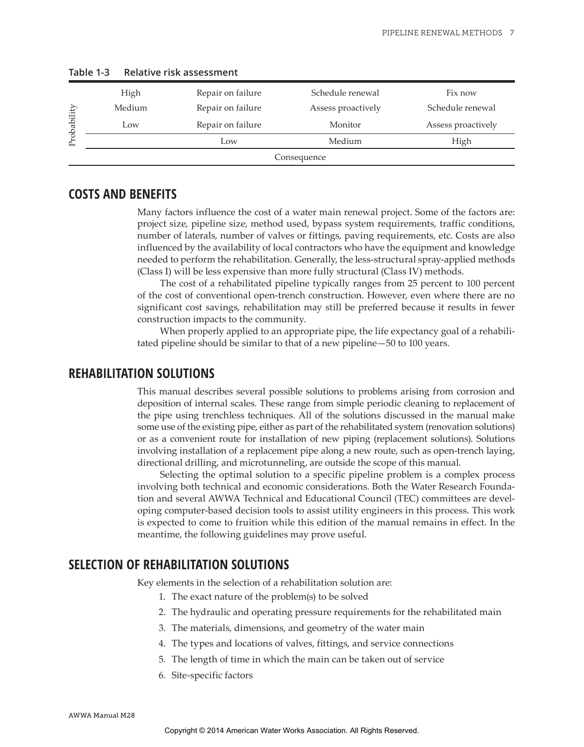**Table 1-3 Relative risk assessment**

| Probability | | Consequence: Low | Consequence: Medium | Consequence: High |
|---|---|---|---|---|
| | High | Repair on failure | Schedule renewal | Fix now |
| | Medium | Repair on failure | Assess proactively | Schedule renewal |
| | Low | Repair on failure | Monitor | Assess proactively |

## COSTS AND BENEFITS

Many factors influence the cost of a water main renewal project. Some of the factors are: project size, pipeline size, method used, bypass system requirements, traffic conditions, number of laterals, number of valves or fittings, paving requirements, etc. Costs are also influenced by the availability of local contractors who have the equipment and knowledge needed to perform the rehabilitation. Generally, the less-structural spray-applied methods (Class I) will be less expensive than more fully structural (Class IV) methods.

The cost of a rehabilitated pipeline typically ranges from 25 percent to 100 percent of the cost of conventional open-trench construction. However, even where there are no significant cost savings, rehabilitation may still be preferred because it results in fewer construction impacts to the community.

When properly applied to an appropriate pipe, the life expectancy goal of a rehabilitated pipeline should be similar to that of a new pipeline—50 to 100 years.

## REHABILITATION SOLUTIONS

This manual describes several possible solutions to problems arising from corrosion and deposition of internal scales. These range from simple periodic cleaning to replacement of the pipe using trenchless techniques. All of the solutions discussed in the manual make some use of the existing pipe, either as part of the rehabilitated system (renovation solutions) or as a convenient route for installation of new piping (replacement solutions). Solutions involving installation of a replacement pipe along a new route, such as open-trench laying, directional drilling, and microtunneling, are outside the scope of this manual.

Selecting the optimal solution to a specific pipeline problem is a complex process involving both technical and economic considerations. Both the Water Research Foundation and several AWWA Technical and Educational Council (TEC) committees are developing computer-based decision tools to assist utility engineers in this process. This work is expected to come to fruition while this edition of the manual remains in effect. In the meantime, the following guidelines may prove useful.

## SELECTION OF REHABILITATION SOLUTIONS

Key elements in the selection of a rehabilitation solution are:

1. The exact nature of the problem(s) to be solved
2. The hydraulic and operating pressure requirements for the rehabilitated main
3. The materials, dimensions, and geometry of the water main
4. The types and locations of valves, fittings, and service connections
5. The length of time in which the main can be taken out of service
6. Site-specific factors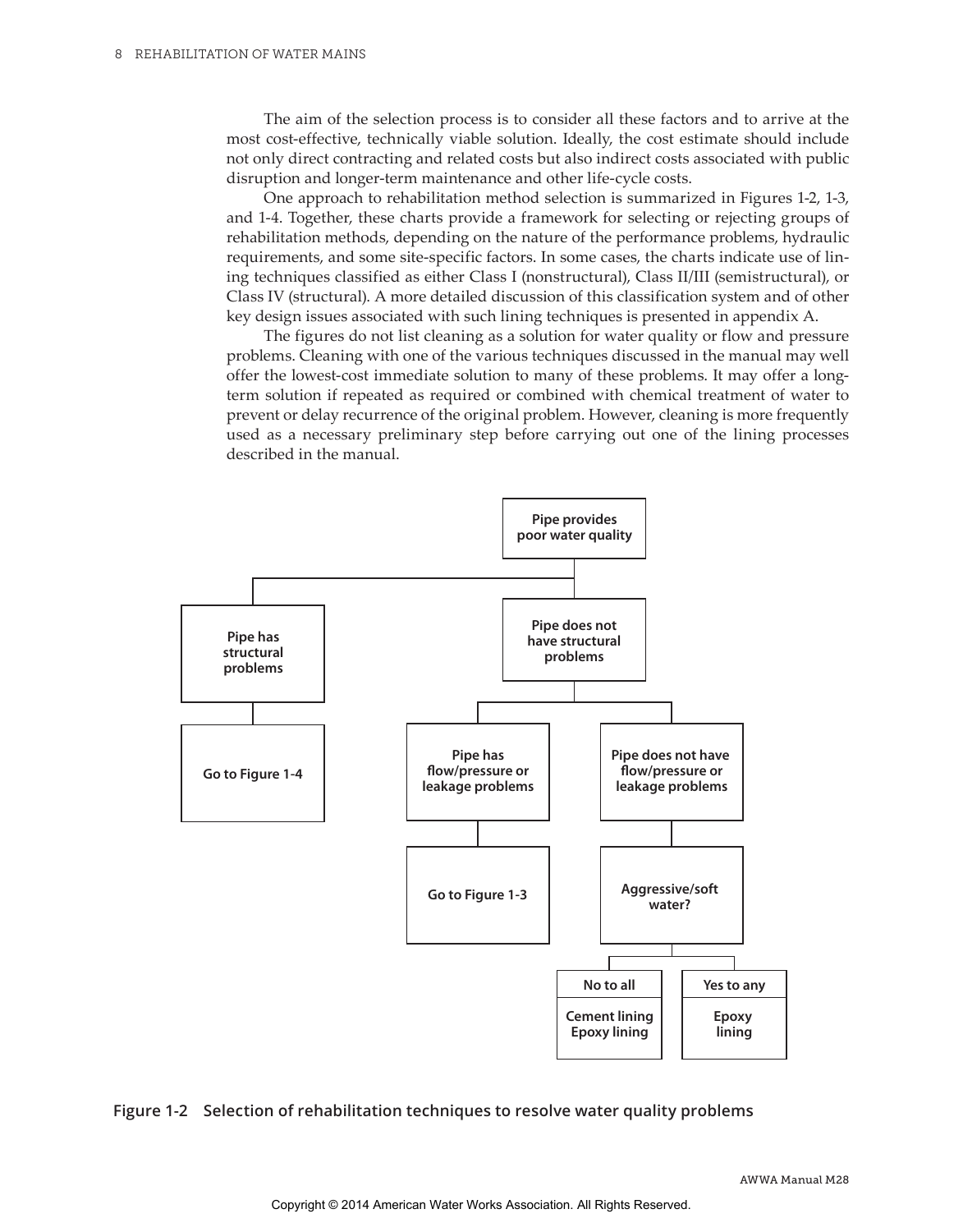The aim of the selection process is to consider all these factors and to arrive at the most cost-effective, technically viable solution. Ideally, the cost estimate should include not only direct contracting and related costs but also indirect costs associated with public disruption and longer-term maintenance and other life-cycle costs.

One approach to rehabilitation method selection is summarized in Figures 1-2, 1-3, and 1-4. Together, these charts provide a framework for selecting or rejecting groups of rehabilitation methods, depending on the nature of the performance problems, hydraulic requirements, and some site-specific factors. In some cases, the charts indicate use of lining techniques classified as either Class I (nonstructural), Class II/III (semistructural), or Class IV (structural). A more detailed discussion of this classification system and of other key design issues associated with such lining techniques is presented in appendix A.

The figures do not list cleaning as a solution for water quality or flow and pressure problems. Cleaning with one of the various techniques discussed in the manual may well offer the lowest-cost immediate solution to many of these problems. It may offer a long-term solution if repeated as required or combined with chemical treatment of water to prevent or delay recurrence of the original problem. However, cleaning is more frequently used as a necessary preliminary step before carrying out one of the lining processes described in the manual.

- **Pipe provides poor water quality**
  - **Pipe has structural problems**
    - **Go to Figure 1-4**
  - **Pipe does not have structural problems**
    - **Pipe has flow/pressure or leakage problems**
      - **Go to Figure 1-3**
    - **Pipe does not have flow/pressure or leakage problems**
      - **Aggressive/soft water?**
        - **No to all**: **Cement lining, Epoxy lining**
        - **Yes to any**: **Epoxy lining**

**Figure 1-2 Selection of rehabilitation techniques to resolve water quality problems**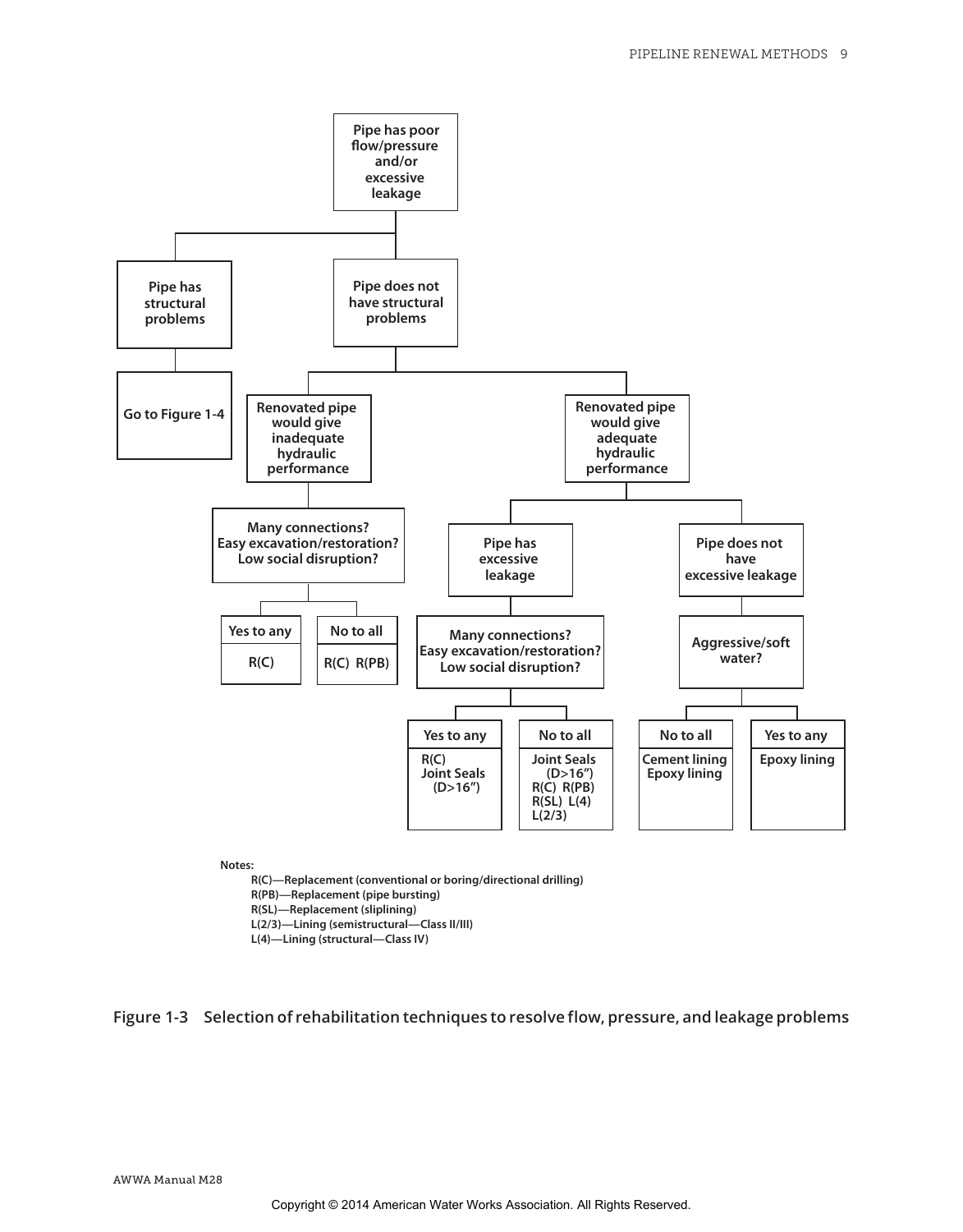- Pipe has poor flow/pressure and/or excessive leakage
  - Pipe has structural problems
    - Go to Figure 1-4
  - Pipe does not have structural problems
    - Renovated pipe would give inadequate hydraulic performance
      - Many connections? Easy excavation/restoration? Low social disruption?
        - Yes to any: R(C)
        - No to all: R(C) R(PB)
    - Renovated pipe would give adequate hydraulic performance
      - Pipe has excessive leakage
        - Many connections? Easy excavation/restoration? Low social disruption?
          - Yes to any: R(C), Joint Seals (D>16″)
          - No to all: Joint Seals (D>16″), R(C) R(PB), R(SL) L(4), L(2/3)
      - Pipe does not have excessive leakage
        - Aggressive/soft water?
          - No to all: Cement lining, Epoxy lining
          - Yes to any: Epoxy lining

**Notes:**

**R(C)—Replacement (conventional or boring/directional drilling)**
**R(PB)—Replacement (pipe bursting)**
**R(SL)—Replacement (sliplining)**
**L(2/3)—Lining (semistructural—Class II/III)**
**L(4)—Lining (structural—Class IV)**

**Figure 1-3 Selection of rehabilitation techniques to resolve flow, pressure, and leakage problems**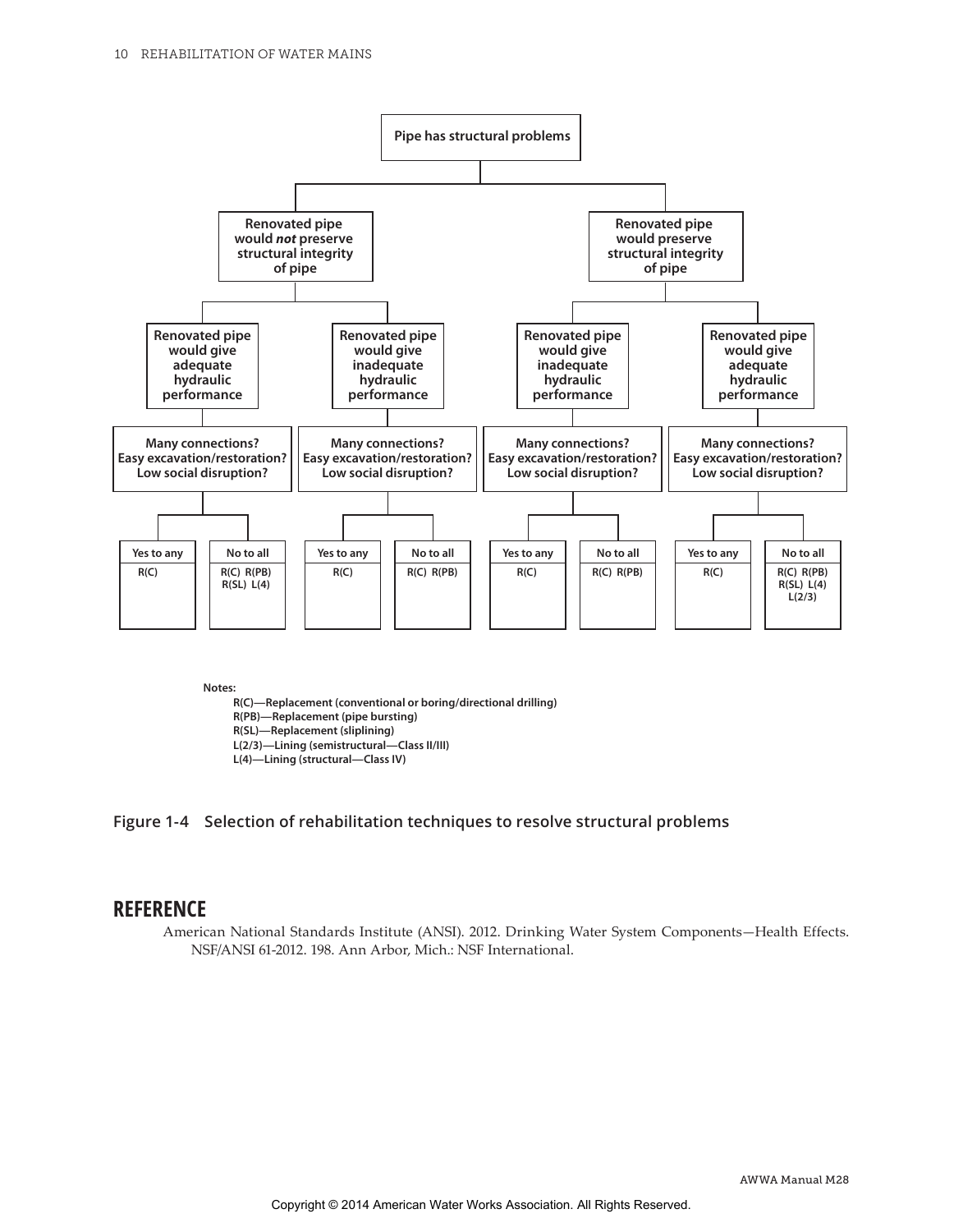Pipe has structural problems

Renovated pipe would ***not*** preserve structural integrity of pipe

Renovated pipe would preserve structural integrity of pipe

Renovated pipe would give adequate hydraulic performance

Renovated pipe would give inadequate hydraulic performance

Renovated pipe would give inadequate hydraulic performance

Renovated pipe would give adequate hydraulic performance

Many connections? Easy excavation/restoration? Low social disruption?

Many connections? Easy excavation/restoration? Low social disruption?

Many connections? Easy excavation/restoration? Low social disruption?

Many connections? Easy excavation/restoration? Low social disruption?

Yes to any
R(C)

No to all
R(C) R(PB) R(SL) L(4)

Yes to any
R(C)

No to all
R(C) R(PB)

Yes to any
R(C)

No to all
R(C) R(PB)

Yes to any
R(C)

No to all
R(C) R(PB) R(SL) L(4) L(2/3)

**Notes:**

- R(C)—Replacement (conventional or boring/directional drilling)
- R(PB)—Replacement (pipe bursting)
- R(SL)—Replacement (sliplining)
- L(2/3)—Lining (semistructural—Class II/III)
- L(4)—Lining (structural—Class IV)

**Figure 1-4 Selection of rehabilitation techniques to resolve structural problems**

## REFERENCE

American National Standards Institute (ANSI). 2012. Drinking Water System Components—Health Effects. NSF/ANSI 61-2012. 198. Ann Arbor, Mich.: NSF International.